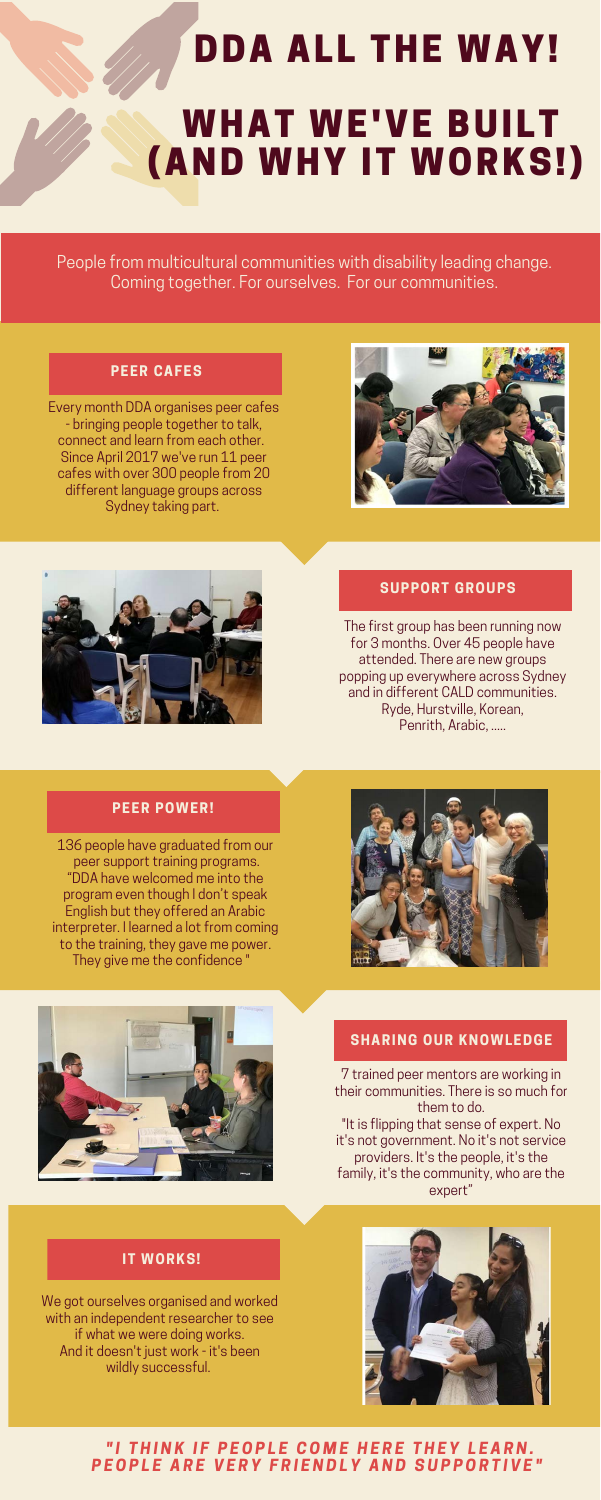# DDA ALL THE WAY!

# WHAT WE'VE BUILT (AND WHY IT WORKS!)

People from multicultural communities with disability leading change. Coming together. For ourselves. For our communities.

## PEER CAFES

Every month DDA organises peer cafes - bringing people together to talk, connect and learn from each other. Since April 2017 we've run 11 peer cafes with over 300 people from 20 different language groups across Sydney taking part.

## SUPPORT GROUPS

The first group has been running now for 3 months. Over 45 people have attended. There are new groups popping up everywhere across Sydney and in different CALD communities. Ryde, Hurstville, Korean, Penrith, Arabic, .....

## PEER POWER!

136 people have graduated from our peer support training programs. "DDA have welcomed me into the program even though I don't speak English but they offered an Arabic interpreter. I learned a lot from coming to the training, they gave me power. They give me the confidence "

## SHARING OUR KNOWLEDGE

7 trained peer mentors are working in their communities. There is so much for them to do.

"It is flipping that sense of expert. No it's not government. No it's not service providers. It's the people, it's the family, it's the community, who are the expert"

## IT WORKS!

We got ourselves organised and worked with an independent researcher to see if what we were doing works. And it doesn't just work - it's been wildly successful.

***"I THINK IF PEOPLE COME HERE THEY LEARN. PEOPLE ARE VERY FRIENDLY AND SUPPORTIVE"***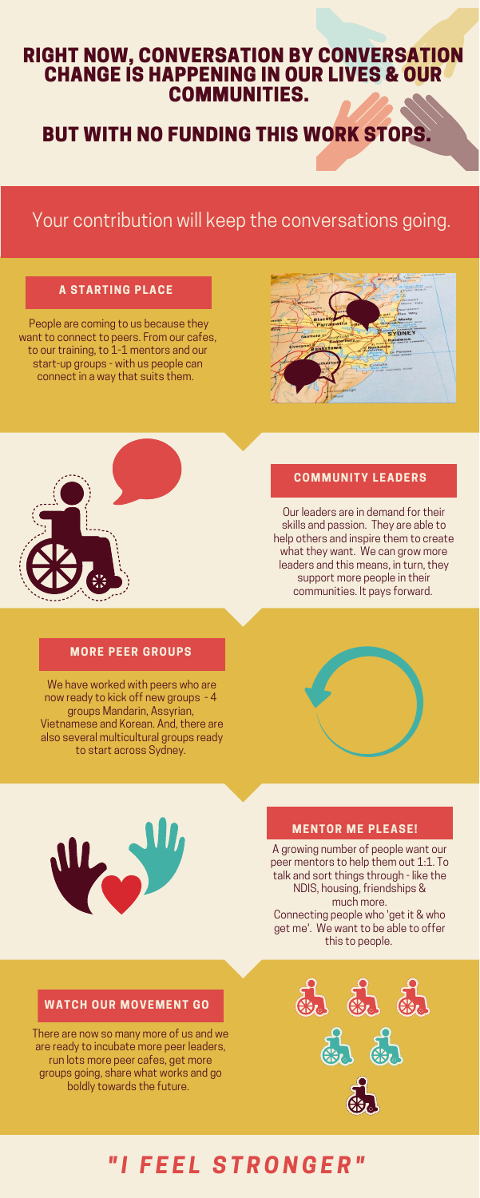# RIGHT NOW, CONVERSATION BY CONVERSATION CHANGE IS HAPPENING IN OUR LIVES & OUR COMMUNITIES.

# BUT WITH NO FUNDING THIS WORK STOPS.

Your contribution will keep the conversations going.

### A STARTING PLACE

People are coming to us because they want to connect to peers. From our cafes, to our training, to 1-1 mentors and our start-up groups - with us people can connect in a way that suits them.

### COMMUNITY LEADERS

Our leaders are in demand for their skills and passion. They are able to help others and inspire them to create what they want. We can grow more leaders and this means, in turn, they support more people in their communities. It pays forward.

### MORE PEER GROUPS

We have worked with peers who are now ready to kick off new groups - 4 groups Mandarin, Assyrian, Vietnamese and Korean. And, there are also several multicultural groups ready to start across Sydney.

### MENTOR ME PLEASE!

A growing number of people want our peer mentors to help them out 1:1. To talk and sort things through - like the NDIS, housing, friendships & much more.
Connecting people who 'get it & who get me'. We want to be able to offer this to people.

### WATCH OUR MOVEMENT GO

There are now so many more of us and we are ready to incubate more peer leaders, run lots more peer cafes, get more groups going, share what works and go boldly towards the future.

## *"I FEEL STRONGER"*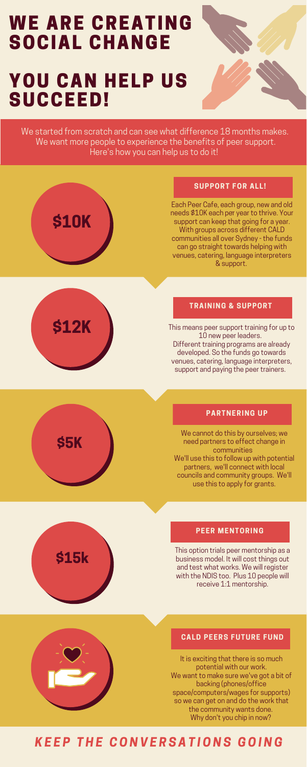# WE ARE CREATING SOCIAL CHANGE

# YOU CAN HELP US SUCCEED!

We started from scratch and can see what difference 18 months makes. We want more people to experience the benefits of peer support. Here's how you can help us to do it!

## $10K

### SUPPORT FOR ALL!

Each Peer Cafe, each group, new and old needs $10K each per year to thrive. Your support can keep that going for a year. With groups across different CALD communities all over Sydney - the funds can go straight towards helping with venues, catering, language interpreters & support.

## $12K

### TRAINING & SUPPORT

This means peer support training for up to 10 new peer leaders.
Different training programs are already developed. So the funds go towards venues, catering, language interpreters, support and paying the peer trainers.

## $5K

### PARTNERING UP

We cannot do this by ourselves; we need partners to effect change in communities
We'll use this to follow up with potential partners, we'll connect with local councils and community groups. We'll use this to apply for grants.

## $15k

### PEER MENTORING

This option trials peer mentorship as a business model. It will cost things out and test what works. We will register with the NDIS too. Plus 10 people will receive 1:1 mentorship.

### CALD PEERS FUTURE FUND

It is exciting that there is so much potential with our work.
We want to make sure we've got a bit of backing (phones/office space/computers/wages for supports) so we can get on and do the work that the community wants done.
Why don't you chip in now?

## *KEEP THE CONVERSATIONS GOING*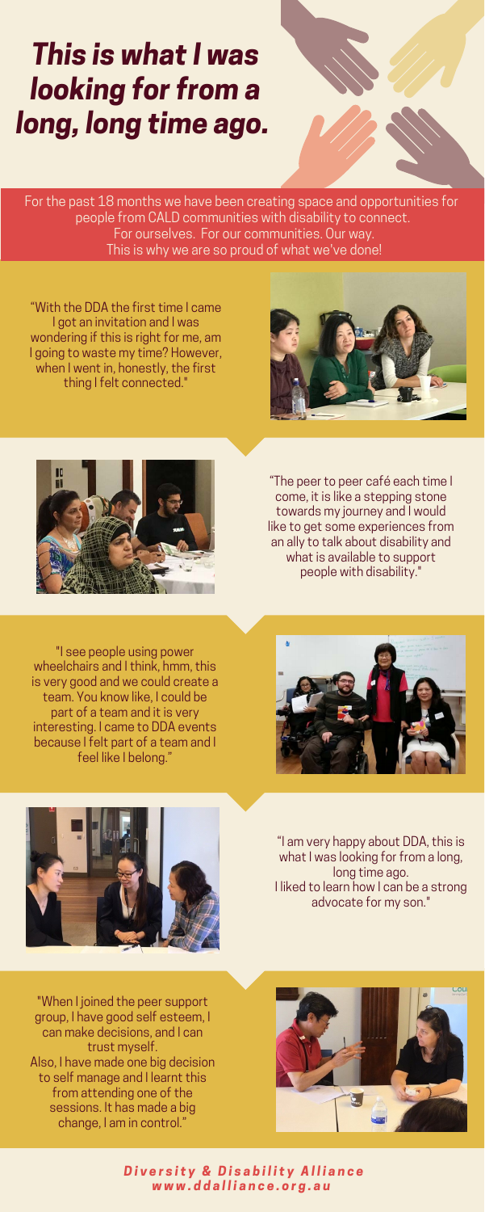# *This is what I was looking for from a long, long time ago.*

For the past 18 months we have been creating space and opportunities for people from CALD communities with disability to connect.
For ourselves. For our communities. Our way.
This is why we are so proud of what we've done!

"With the DDA the first time I came I got an invitation and I was wondering if this is right for me, am I going to waste my time? However, when I went in, honestly, the first thing I felt connected."

"The peer to peer café each time I come, it is like a stepping stone towards my journey and I would like to get some experiences from an ally to talk about disability and what is available to support people with disability."

"I see people using power wheelchairs and I think, hmm, this is very good and we could create a team. You know like, I could be part of a team and it is very interesting. I came to DDA events because I felt part of a team and I feel like I belong."

"I am very happy about DDA, this is what I was looking for from a long, long time ago.
I liked to learn how I can be a strong advocate for my son."

"When I joined the peer support group, I have good self esteem, I can make decisions, and I can trust myself.
Also, I have made one big decision to self manage and I learnt this from attending one of the sessions. It has made a big change, I am in control."

***Diversity & Disability Alliance***
***www.ddalliance.org.au***